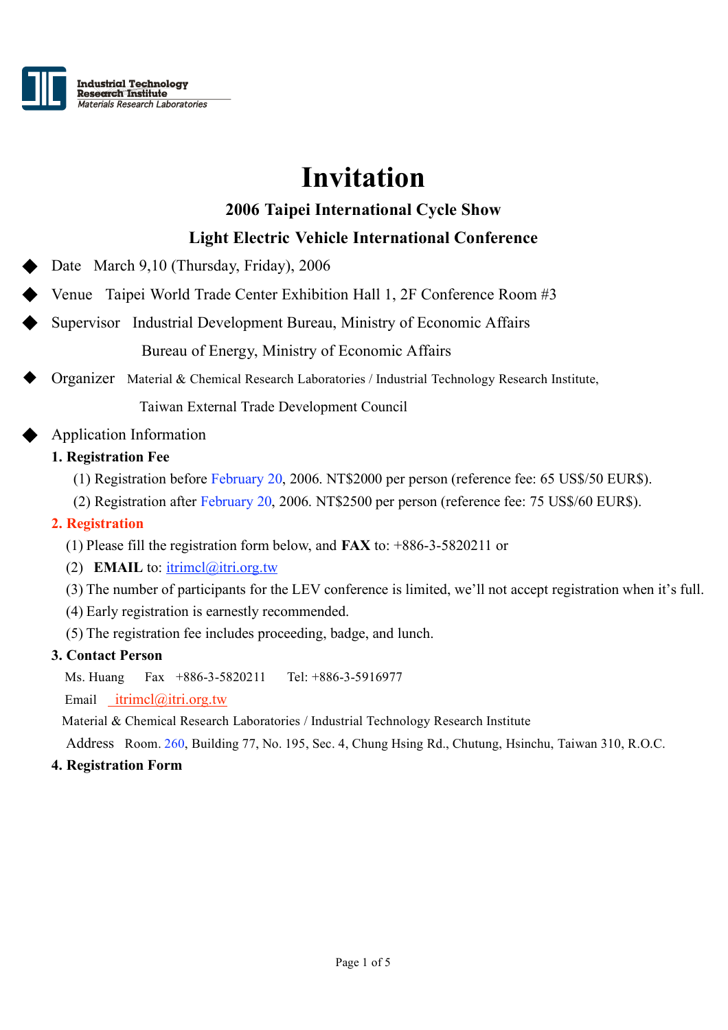Industrial Technology Research Institute
*Materials Research Laboratories*

# Invitation

## 2006 Taipei International Cycle Show

## Light Electric Vehicle International Conference

- Date March 9,10 (Thursday, Friday), 2006
- Venue Taipei World Trade Center Exhibition Hall 1, 2F Conference Room #3
- Supervisor Industrial Development Bureau, Ministry of Economic Affairs
  Bureau of Energy, Ministry of Economic Affairs
- Organizer Material & Chemical Research Laboratories / Industrial Technology Research Institute,
  Taiwan External Trade Development Council
- Application Information

**1. Registration Fee**

(1) Registration before February 20, 2006. NT$2000 per person (reference fee: 65 US$/50 EUR$).

(2) Registration after February 20, 2006. NT$2500 per person (reference fee: 75 US$/60 EUR$).

**2. Registration**

(1) Please fill the registration form below, and **FAX** to: +886-3-5820211 or

(2) **EMAIL** to: itrimcl@itri.org.tw

(3) The number of participants for the LEV conference is limited, we'll not accept registration when it's full.

(4) Early registration is earnestly recommended.

(5) The registration fee includes proceeding, badge, and lunch.

**3. Contact Person**

Ms. Huang Fax +886-3-5820211 Tel: +886-3-5916977

Email itrimcl@itri.org.tw

Material & Chemical Research Laboratories / Industrial Technology Research Institute

Address Room. 260, Building 77, No. 195, Sec. 4, Chung Hsing Rd., Chutung, Hsinchu, Taiwan 310, R.O.C.

**4. Registration Form**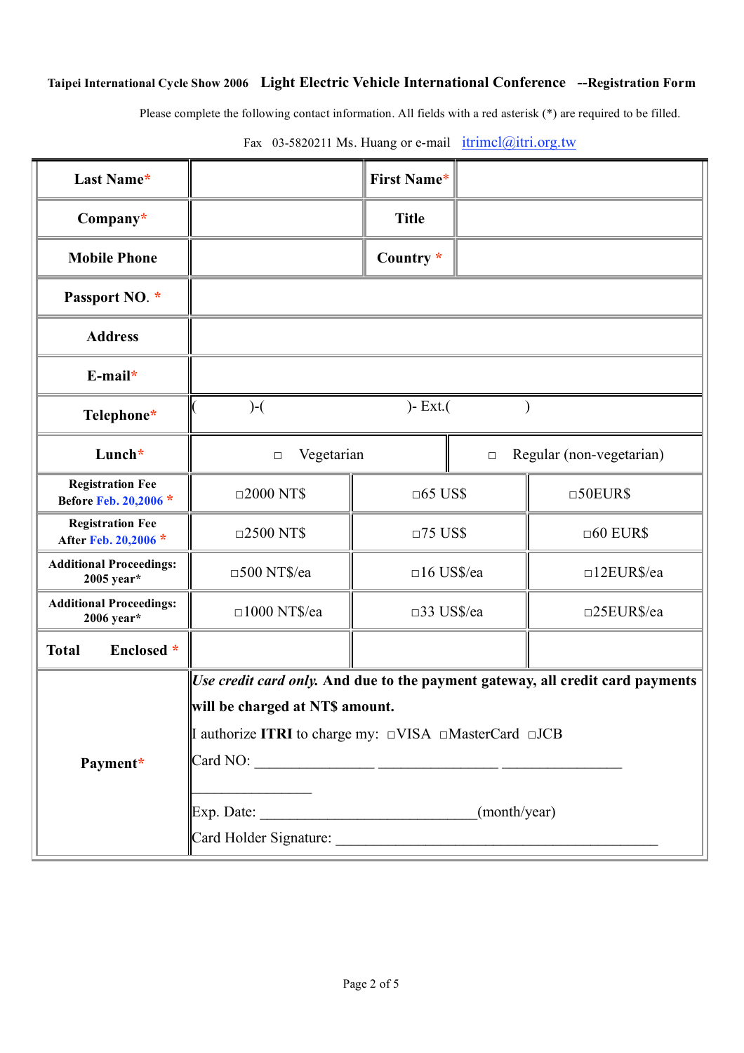**Taipei International Cycle Show 2006 Light Electric Vehicle International Conference --Registration Form**

Please complete the following contact information. All fields with a red asterisk (*) are required to be filled.

Fax 03-5820211 Ms. Huang or e-mail itrimcl@itri.org.tw

| Last Name* | | First Name* | |
|---|---|---|---|
| Company* | | Title | |
| Mobile Phone | | Country * | |
| Passport NO. * | | | |
| Address | | | |
| E-mail* | | | |
| Telephone* | ( )-( )- Ext.( ) | | |
| Lunch* | □ Vegetarian | □ Regular (non-vegetarian) | |
| Registration Fee Before Feb. 20,2006 * | □2000 NT$ | □65 US$ | □50EUR$ |
| Registration Fee After Feb. 20,2006 * | □2500 NT$ | □75 US$ | □60 EUR$ |
| Additional Proceedings: 2005 year* | □500 NT$/ea | □16 US$/ea | □12EUR$/ea |
| Additional Proceedings: 2006 year* | □1000 NT$/ea | □33 US$/ea | □25EUR$/ea |
| Total Enclosed * | | | |
| Payment* | *Use credit card only.* **And due to the payment gateway, all credit card payments will be charged at NT$ amount.**<br>I authorize **ITRI** to charge my: □VISA □MasterCard □JCB<br>Card NO: ________________ ________________ ________________ ________________<br>Exp. Date: _____________________________(month/year)<br>Card Holder Signature: ___________________________________________ | | |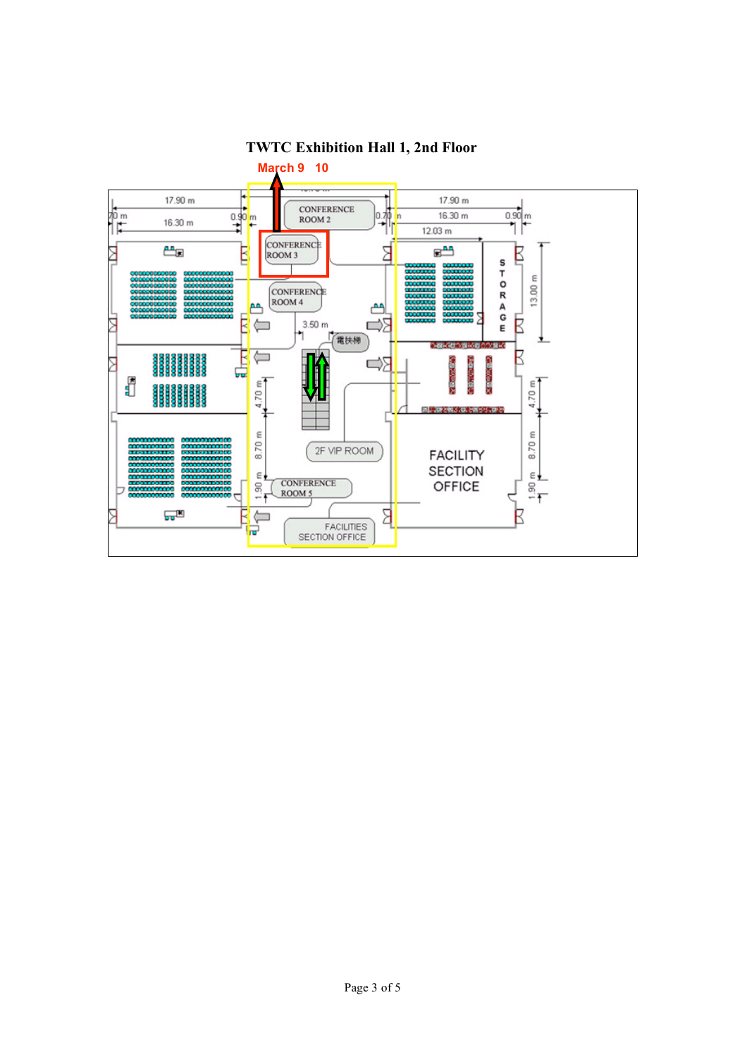# TWTC Exhibition Hall 1, 2nd Floor

March 9 10

CONFERENCE ROOM 2

CONFERENCE ROOM 3

CONFERENCE ROOM 4

電扶梯

2F VIP ROOM

CONFERENCE ROOM 5

FACILITIES SECTION OFFICE

FACILITY SECTION OFFICE

STORAGE

17.90 m

16.30 m

0.90 m

0.70 m

12.03 m

13.00 m

3.50 m

4.70 m

8.70 m

1.90 m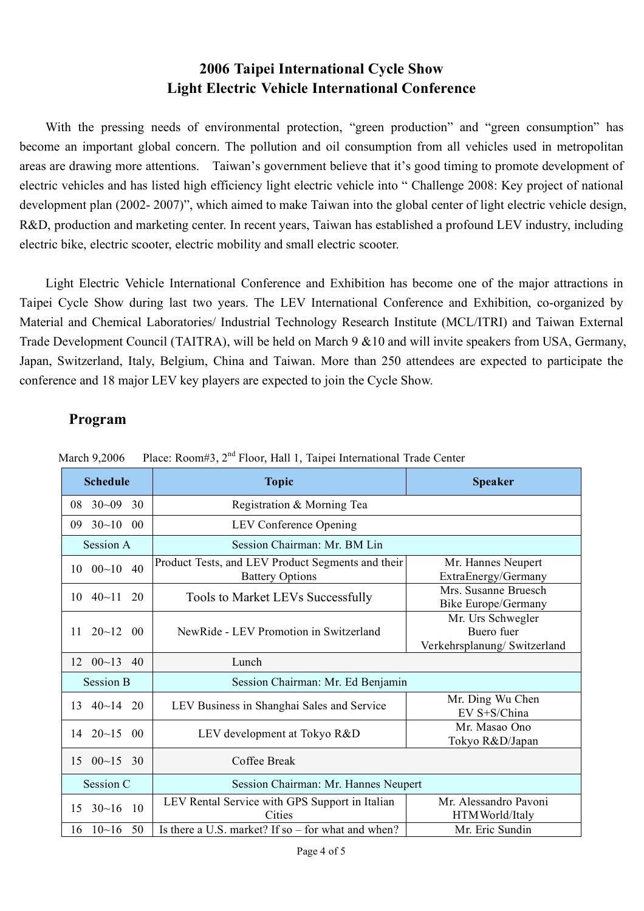# 2006 Taipei International Cycle Show
# Light Electric Vehicle International Conference

With the pressing needs of environmental protection, "green production" and "green consumption" has become an important global concern. The pollution and oil consumption from all vehicles used in metropolitan areas are drawing more attentions. Taiwan's government believe that it's good timing to promote development of electric vehicles and has listed high efficiency light electric vehicle into " Challenge 2008: Key project of national development plan (2002- 2007)", which aimed to make Taiwan into the global center of light electric vehicle design, R&D, production and marketing center. In recent years, Taiwan has established a profound LEV industry, including electric bike, electric scooter, electric mobility and small electric scooter.

Light Electric Vehicle International Conference and Exhibition has become one of the major attractions in Taipei Cycle Show during last two years. The LEV International Conference and Exhibition, co-organized by Material and Chemical Laboratories/ Industrial Technology Research Institute (MCL/ITRI) and Taiwan External Trade Development Council (TAITRA), will be held on March 9 &10 and will invite speakers from USA, Germany, Japan, Switzerland, Italy, Belgium, China and Taiwan. More than 250 attendees are expected to participate the conference and 18 major LEV key players are expected to join the Cycle Show.

## Program

March 9,2006 Place: Room#3, 2nd Floor, Hall 1, Taipei International Trade Center

| Schedule | Topic | Speaker |
|---|---|---|
| 08 30~09 30 | Registration & Morning Tea | |
| 09 30~10 00 | LEV Conference Opening | |
| Session A | Session Chairman: Mr. BM Lin | |
| 10 00~10 40 | Product Tests, and LEV Product Segments and their Battery Options | Mr. Hannes Neupert ExtraEnergy/Germany |
| 10 40~11 20 | Tools to Market LEVs Successfully | Mrs. Susanne Bruesch Bike Europe/Germany |
| 11 20~12 00 | NewRide - LEV Promotion in Switzerland | Mr. Urs Schwegler Buero fuer Verkehrsplanung/ Switzerland |
| 12 00~13 40 | Lunch | |
| Session B | Session Chairman: Mr. Ed Benjamin | |
| 13 40~14 20 | LEV Business in Shanghai Sales and Service | Mr. Ding Wu Chen EV S+S/China |
| 14 20~15 00 | LEV development at Tokyo R&D | Mr. Masao Ono Tokyo R&D/Japan |
| 15 00~15 30 | Coffee Break | |
| Session C | Session Chairman: Mr. Hannes Neupert | |
| 15 30~16 10 | LEV Rental Service with GPS Support in Italian Cities | Mr. Alessandro Pavoni HTM World/Italy |
| 16 10~16 50 | Is there a U.S. market? If so – for what and when? | Mr. Eric Sundin |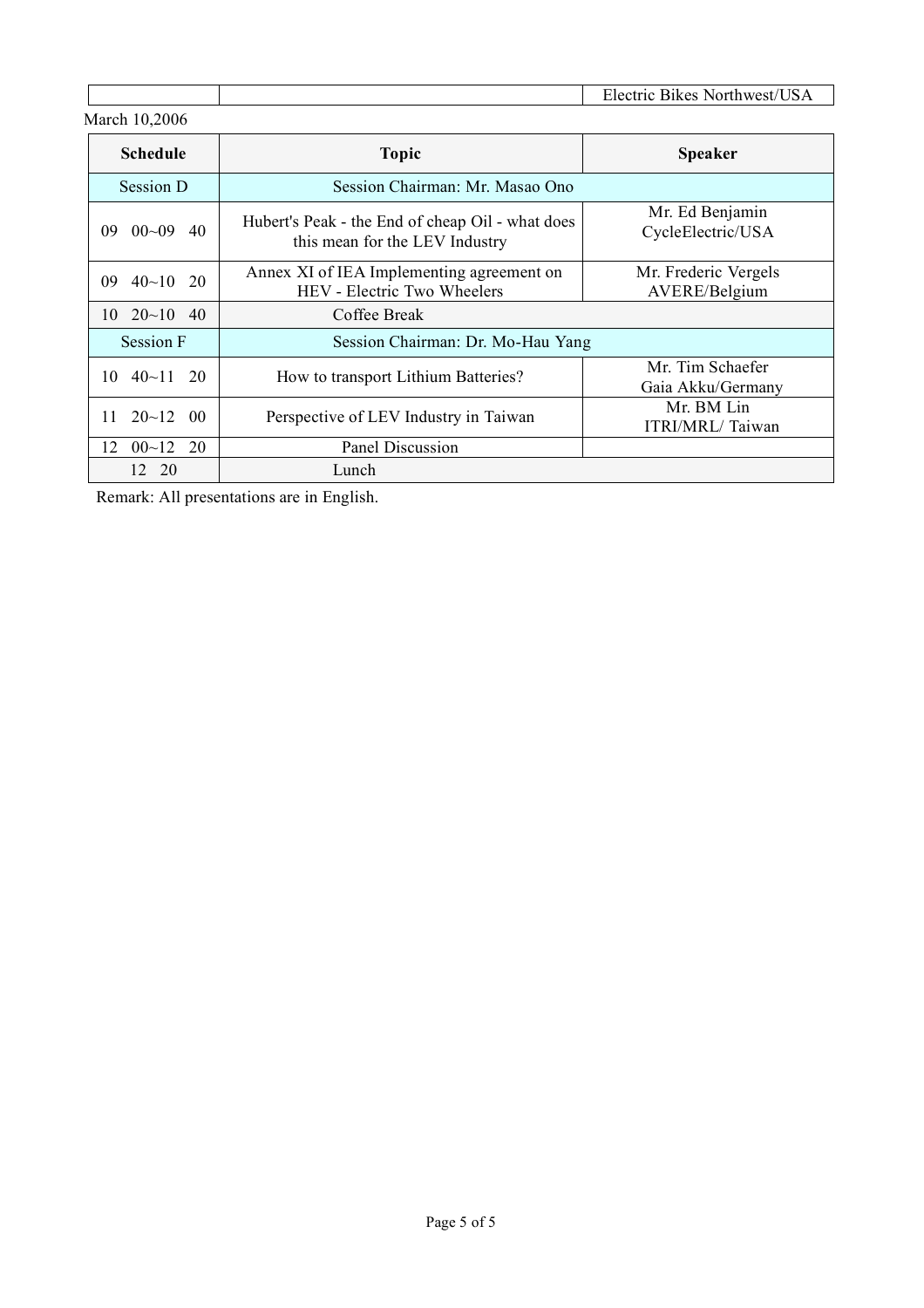| | | |
|---|---|---|
| | | Electric Bikes Northwest/USA |

March 10,2006

| Schedule | Topic | Speaker |
|---|---|---|
| Session D | Session Chairman: Mr. Masao Ono | |
| 09 00~09 40 | Hubert's Peak - the End of cheap Oil - what does this mean for the LEV Industry | Mr. Ed Benjamin CycleElectric/USA |
| 09 40~10 20 | Annex XI of IEA Implementing agreement on HEV - Electric Two Wheelers | Mr. Frederic Vergels AVERE/Belgium |
| 10 20~10 40 | Coffee Break | |
| Session F | Session Chairman: Dr. Mo-Hau Yang | |
| 10 40~11 20 | How to transport Lithium Batteries? | Mr. Tim Schaefer Gaia Akku/Germany |
| 11 20~12 00 | Perspective of LEV Industry in Taiwan | Mr. BM Lin ITRI/MRL/ Taiwan |
| 12 00~12 20 | Panel Discussion | |
| 12 20 | Lunch | |

Remark: All presentations are in English.